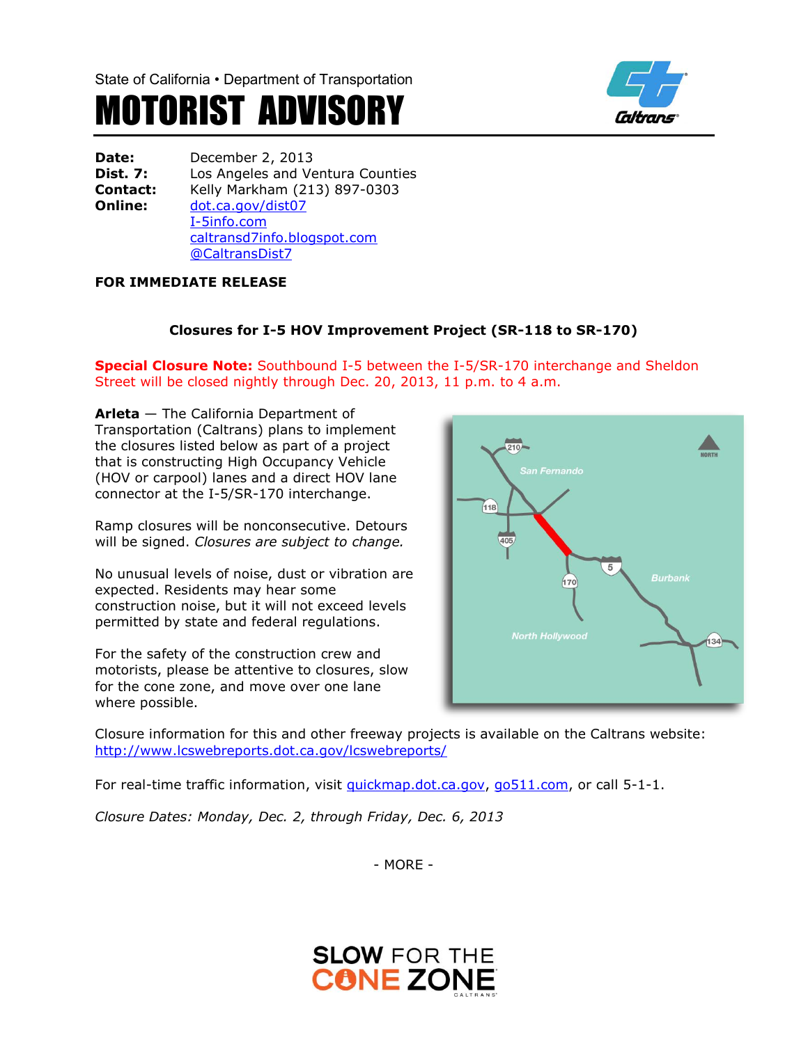State of California • Department of Transportation

# MOTORIST ADVISORY

**Date:** December 2, 2013
**Dist. 7:** Los Angeles and Ventura Counties
**Contact:** Kelly Markham (213) 897-0303
**Online:** dot.ca.gov/dist07
I-5info.com
caltransd7info.blogspot.com
@CaltransDist7

**FOR IMMEDIATE RELEASE**

### Closures for I-5 HOV Improvement Project (SR-118 to SR-170)

**Special Closure Note:** Southbound I-5 between the I-5/SR-170 interchange and Sheldon Street will be closed nightly through Dec. 20, 2013, 11 p.m. to 4 a.m.

**Arleta** — The California Department of Transportation (Caltrans) plans to implement the closures listed below as part of a project that is constructing High Occupancy Vehicle (HOV or carpool) lanes and a direct HOV lane connector at the I-5/SR-170 interchange.

Ramp closures will be nonconsecutive. Detours will be signed. *Closures are subject to change.*

No unusual levels of noise, dust or vibration are expected. Residents may hear some construction noise, but it will not exceed levels permitted by state and federal regulations.

For the safety of the construction crew and motorists, please be attentive to closures, slow for the cone zone, and move over one lane where possible.

Closure information for this and other freeway projects is available on the Caltrans website: http://www.lcswebreports.dot.ca.gov/lcswebreports/

For real-time traffic information, visit quickmap.dot.ca.gov, go511.com, or call 5-1-1.

*Closure Dates: Monday, Dec. 2, through Friday, Dec. 6, 2013*

- MORE -

SLOW FOR THE CONE ZONE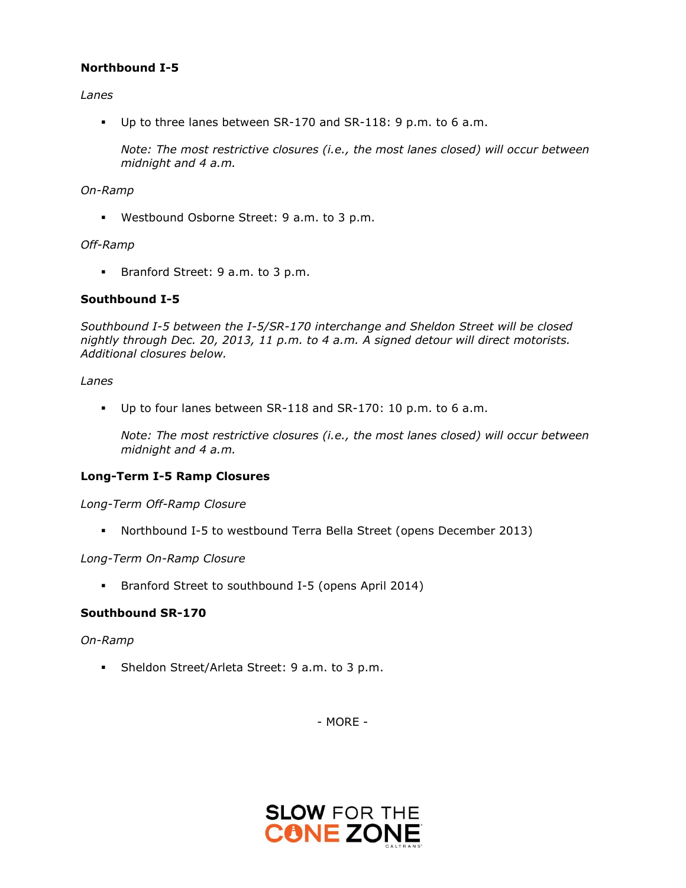**Northbound I-5**

*Lanes*

- Up to three lanes between SR-170 and SR-118: 9 p.m. to 6 a.m.

  *Note: The most restrictive closures (i.e., the most lanes closed) will occur between midnight and 4 a.m.*

*On-Ramp*

- Westbound Osborne Street: 9 a.m. to 3 p.m.

*Off-Ramp*

- Branford Street: 9 a.m. to 3 p.m.

**Southbound I-5**

*Southbound I-5 between the I-5/SR-170 interchange and Sheldon Street will be closed nightly through Dec. 20, 2013, 11 p.m. to 4 a.m. A signed detour will direct motorists. Additional closures below.*

*Lanes*

- Up to four lanes between SR-118 and SR-170: 10 p.m. to 6 a.m.

  *Note: The most restrictive closures (i.e., the most lanes closed) will occur between midnight and 4 a.m.*

**Long-Term I-5 Ramp Closures**

*Long-Term Off-Ramp Closure*

- Northbound I-5 to westbound Terra Bella Street (opens December 2013)

*Long-Term On-Ramp Closure*

- Branford Street to southbound I-5 (opens April 2014)

**Southbound SR-170**

*On-Ramp*

- Sheldon Street/Arleta Street: 9 a.m. to 3 p.m.

- MORE -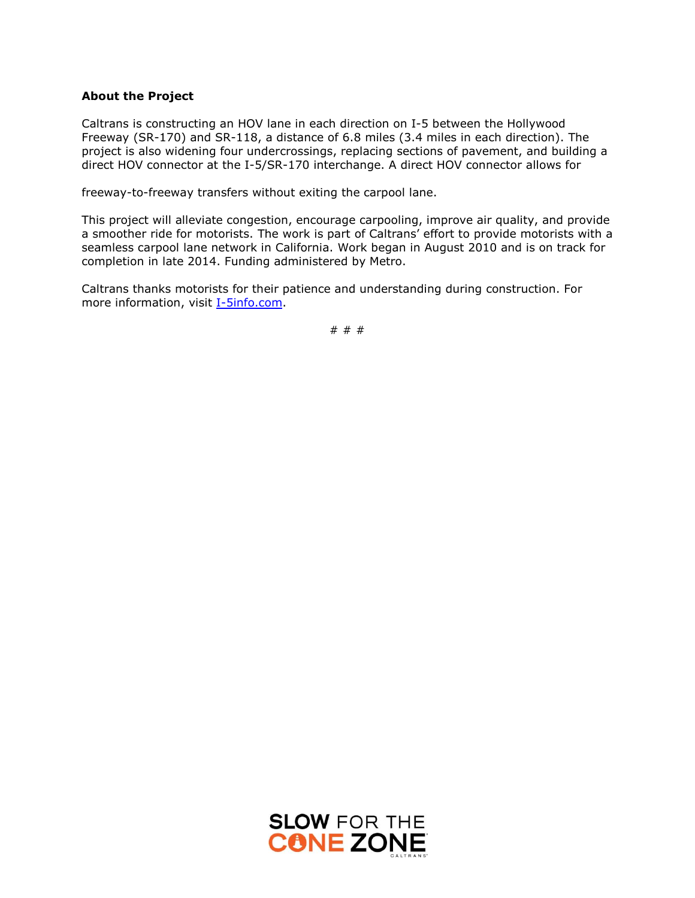**About the Project**

Caltrans is constructing an HOV lane in each direction on I-5 between the Hollywood Freeway (SR-170) and SR-118, a distance of 6.8 miles (3.4 miles in each direction). The project is also widening four undercrossings, replacing sections of pavement, and building a direct HOV connector at the I-5/SR-170 interchange. A direct HOV connector allows for freeway-to-freeway transfers without exiting the carpool lane.

This project will alleviate congestion, encourage carpooling, improve air quality, and provide a smoother ride for motorists. The work is part of Caltrans' effort to provide motorists with a seamless carpool lane network in California. Work began in August 2010 and is on track for completion in late 2014. Funding administered by Metro.

Caltrans thanks motorists for their patience and understanding during construction. For more information, visit I-5info.com.

# # #

SLOW FOR THE CONE ZONE

CALTRANS